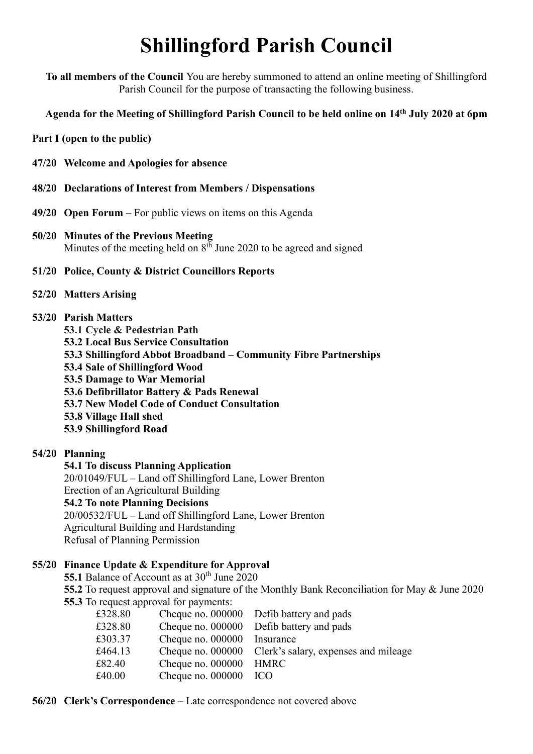# Shillingford Parish Council

**To all members of the Council** You are hereby summoned to attend an online meeting of Shillingford Parish Council for the purpose of transacting the following business.

**Agenda for the Meeting of Shillingford Parish Council to be held online on 14th July 2020 at 6pm**

**Part I (open to the public)**

**47/20 Welcome and Apologies for absence**

**48/20 Declarations of Interest from Members / Dispensations**

**49/20 Open Forum –** For public views on items on this Agenda

**50/20 Minutes of the Previous Meeting**
Minutes of the meeting held on 8th June 2020 to be agreed and signed

**51/20 Police, County & District Councillors Reports**

**52/20 Matters Arising**

**53/20 Parish Matters**
**53.1 Cycle & Pedestrian Path**
**53.2 Local Bus Service Consultation**
**53.3 Shillingford Abbot Broadband – Community Fibre Partnerships**
**53.4 Sale of Shillingford Wood**
**53.5 Damage to War Memorial**
**53.6 Defibrillator Battery & Pads Renewal**
**53.7 New Model Code of Conduct Consultation**
**53.8 Village Hall shed**
**53.9 Shillingford Road**

**54/20 Planning**
**54.1 To discuss Planning Application**
20/01049/FUL – Land off Shillingford Lane, Lower Brenton
Erection of an Agricultural Building
**54.2 To note Planning Decisions**
20/00532/FUL – Land off Shillingford Lane, Lower Brenton
Agricultural Building and Hardstanding
Refusal of Planning Permission

**55/20 Finance Update & Expenditure for Approval**
**55.1** Balance of Account as at 30th June 2020
**55.2** To request approval and signature of the Monthly Bank Reconciliation for May & June 2020
**55.3** To request approval for payments:

| | | |
|---|---|---|
| £328.80 | Cheque no. 000000 | Defib battery and pads |
| £328.80 | Cheque no. 000000 | Defib battery and pads |
| £303.37 | Cheque no. 000000 | Insurance |
| £464.13 | Cheque no. 000000 | Clerk's salary, expenses and mileage |
| £82.40 | Cheque no. 000000 | HMRC |
| £40.00 | Cheque no. 000000 | ICO |

**56/20 Clerk's Correspondence** – Late correspondence not covered above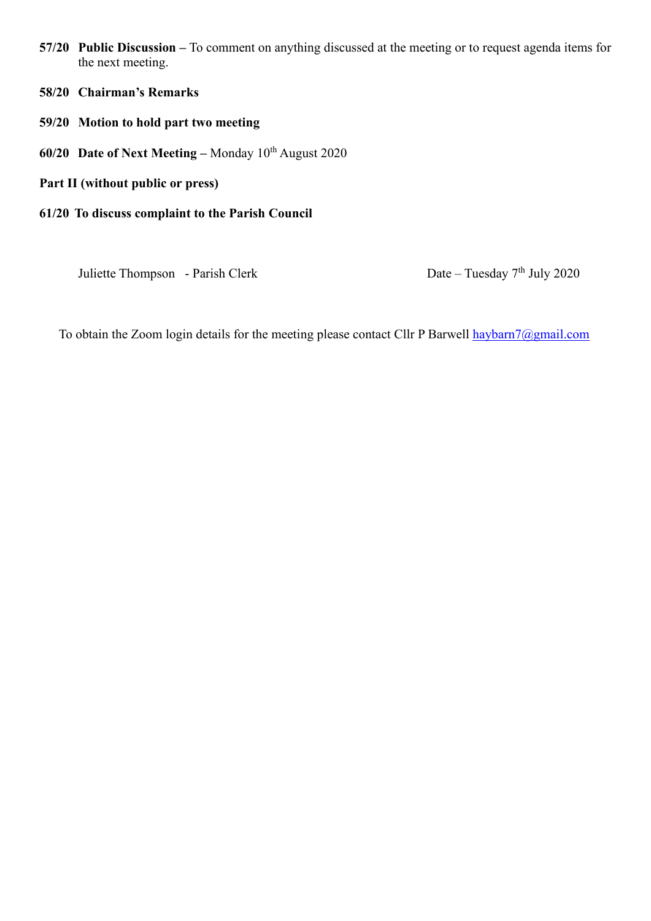**57/20 Public Discussion –** To comment on anything discussed at the meeting or to request agenda items for the next meeting.

**58/20 Chairman's Remarks**

**59/20 Motion to hold part two meeting**

**60/20 Date of Next Meeting –** Monday 10th August 2020

**Part II (without public or press)**

**61/20 To discuss complaint to the Parish Council**

Juliette Thompson - Parish Clerk

Date – Tuesday 7th July 2020

To obtain the Zoom login details for the meeting please contact Cllr P Barwell haybarn7@gmail.com